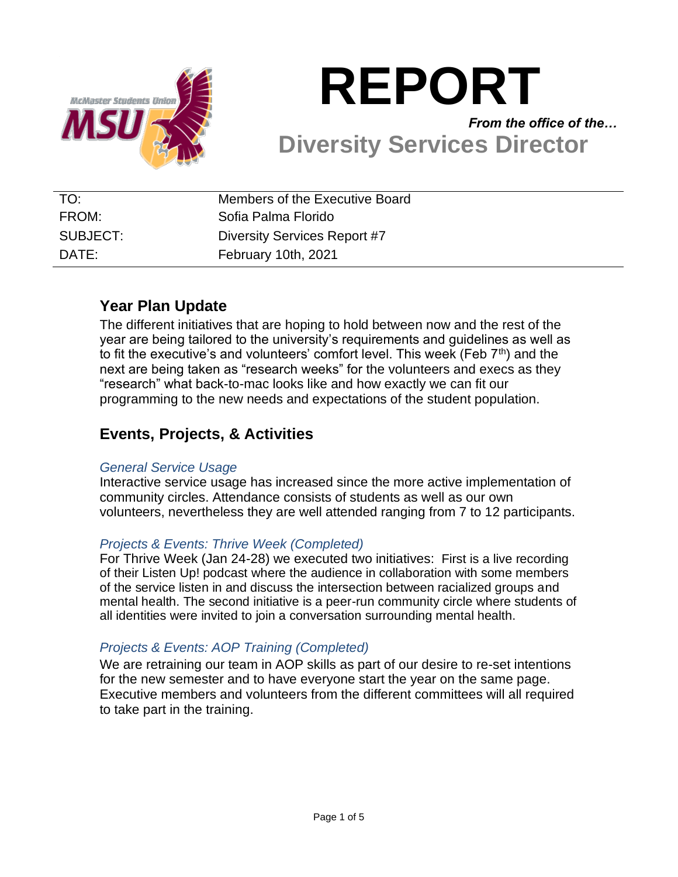# REPORT

***From the office of the…***

## Diversity Services Director

| | |
|---|---|
| TO: | Members of the Executive Board |
| FROM: | Sofia Palma Florido |
| SUBJECT: | Diversity Services Report #7 |
| DATE: | February 10th, 2021 |

## Year Plan Update

The different initiatives that are hoping to hold between now and the rest of the year are being tailored to the university's requirements and guidelines as well as to fit the executive's and volunteers' comfort level. This week (Feb 7th) and the next are being taken as "research weeks" for the volunteers and execs as they "research" what back-to-mac looks like and how exactly we can fit our programming to the new needs and expectations of the student population.

## Events, Projects, & Activities

### *General Service Usage*

Interactive service usage has increased since the more active implementation of community circles. Attendance consists of students as well as our own volunteers, nevertheless they are well attended ranging from 7 to 12 participants.

### *Projects & Events: Thrive Week (Completed)*

For Thrive Week (Jan 24-28) we executed two initiatives: First is a live recording of their Listen Up! podcast where the audience in collaboration with some members of the service listen in and discuss the intersection between racialized groups and mental health. The second initiative is a peer-run community circle where students of all identities were invited to join a conversation surrounding mental health.

### *Projects & Events: AOP Training (Completed)*

We are retraining our team in AOP skills as part of our desire to re-set intentions for the new semester and to have everyone start the year on the same page. Executive members and volunteers from the different committees will all required to take part in the training.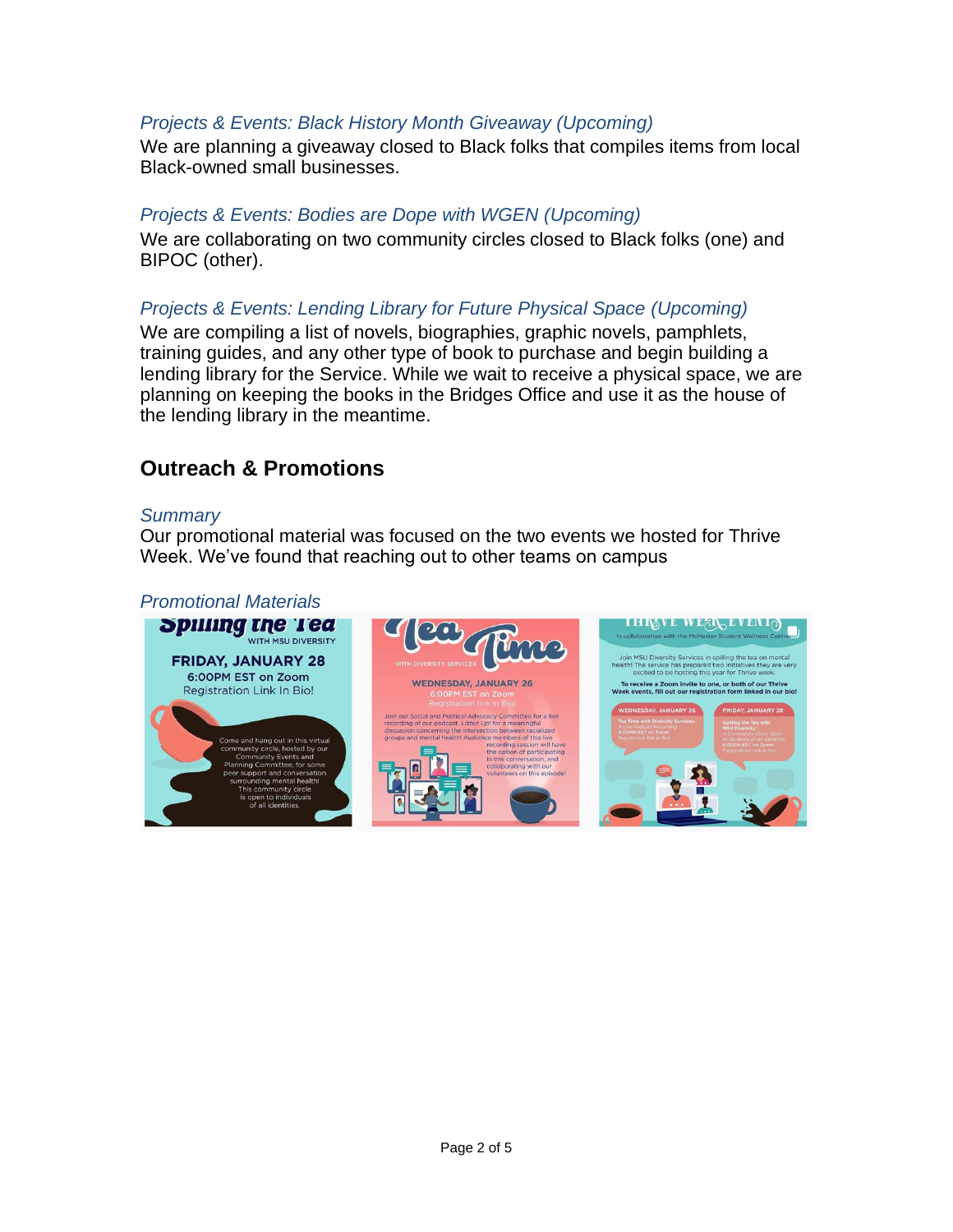*Projects & Events: Black History Month Giveaway (Upcoming)*

We are planning a giveaway closed to Black folks that compiles items from local Black-owned small businesses.

*Projects & Events: Bodies are Dope with WGEN (Upcoming)*

We are collaborating on two community circles closed to Black folks (one) and BIPOC (other).

*Projects & Events: Lending Library for Future Physical Space (Upcoming)*

We are compiling a list of novels, biographies, graphic novels, pamphlets, training guides, and any other type of book to purchase and begin building a lending library for the Service. While we wait to receive a physical space, we are planning on keeping the books in the Bridges Office and use it as the house of the lending library in the meantime.

## Outreach & Promotions

*Summary*

Our promotional material was focused on the two events we hosted for Thrive Week. We've found that reaching out to other teams on campus

*Promotional Materials*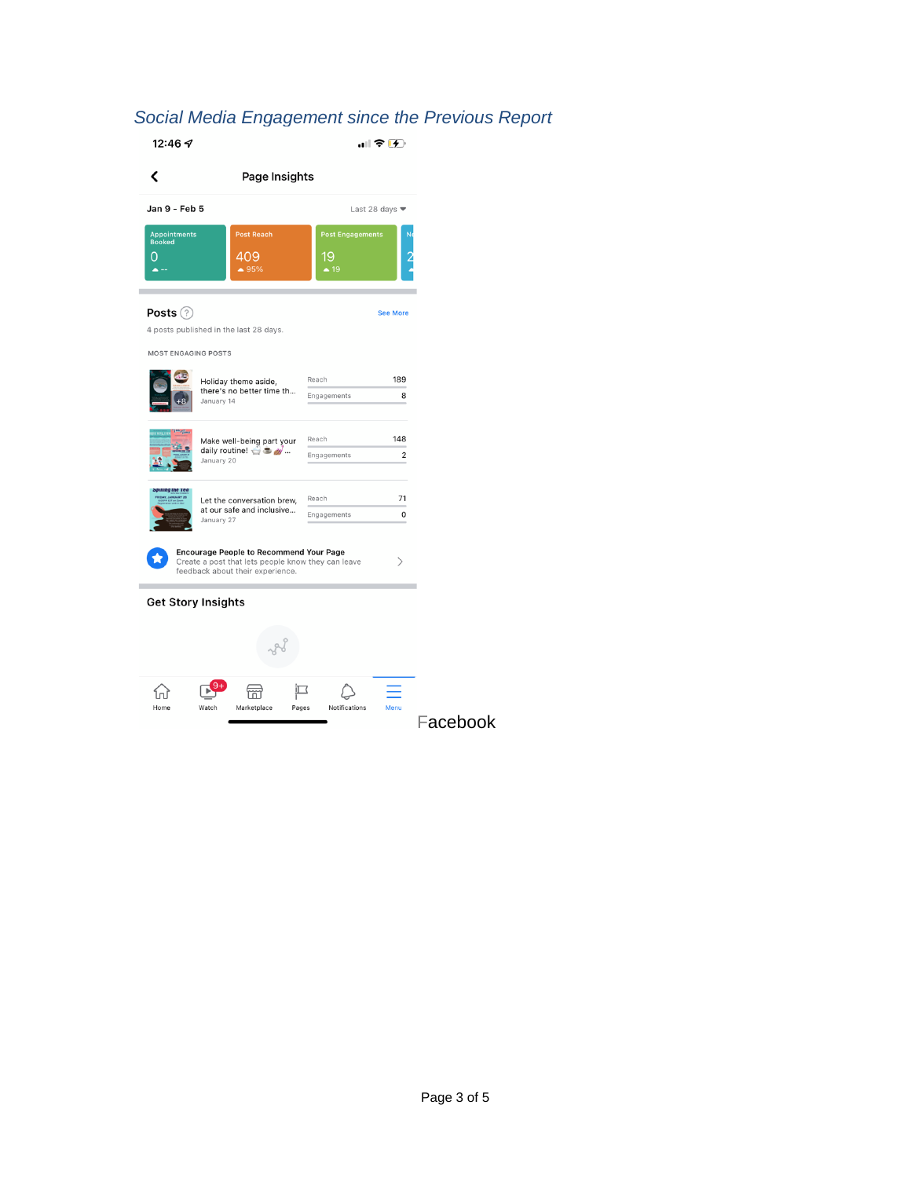*Social Media Engagement since the Previous Report*

12:46

Page Insights

Jan 9 - Feb 5 | Last 28 days

| Appointments Booked | Post Reach | Post Engagements |
|---|---|---|
| 0 | 409 | 19 |
| -- | 95% | 19 |

**Posts**

See More

4 posts published in the last 28 days.

MOST ENGAGING POSTS

| Post | Reach | Engagements |
|---|---|---|
| Holiday theme aside, there's no better time th... January 14 | 189 | 8 |
| Make well-being part your daily routine! ... January 20 | 148 | 2 |
| Let the conversation brew, at our safe and inclusive... January 27 | 71 | 0 |

**Encourage People to Recommend Your Page**
Create a post that lets people know they can leave feedback about their experience.

**Get Story Insights**

Home | Watch | Marketplace | Pages | Notifications | Menu

Facebook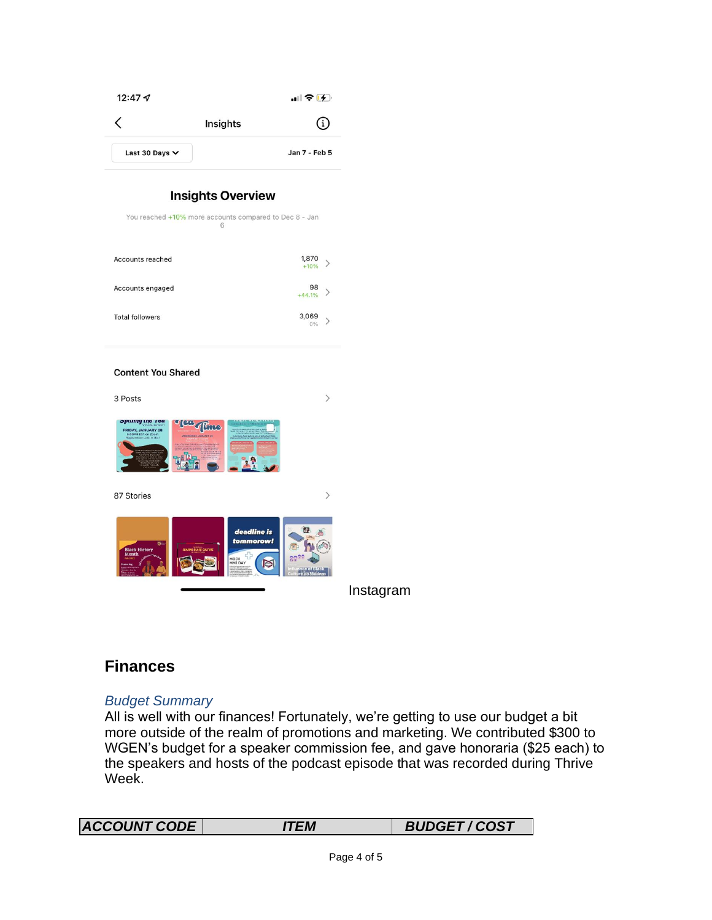12:47

Insights

Last 30 Days | Jan 7 - Feb 5

**Insights Overview**

You reached +10% more accounts compared to Dec 8 - Jan 6

| | |
|---|---|
| Accounts reached | 1,870 +10% |
| Accounts engaged | 98 +44.1% |
| Total followers | 3,069 0% |

**Content You Shared**

3 Posts

87 Stories

Instagram

## Finances

### *Budget Summary*

All is well with our finances! Fortunately, we're getting to use our budget a bit more outside of the realm of promotions and marketing. We contributed $300 to WGEN's budget for a speaker commission fee, and gave honoraria ($25 each) to the speakers and hosts of the podcast episode that was recorded during Thrive Week.

| ***ACCOUNT CODE*** | ***ITEM*** | ***BUDGET / COST*** |
|---|---|---|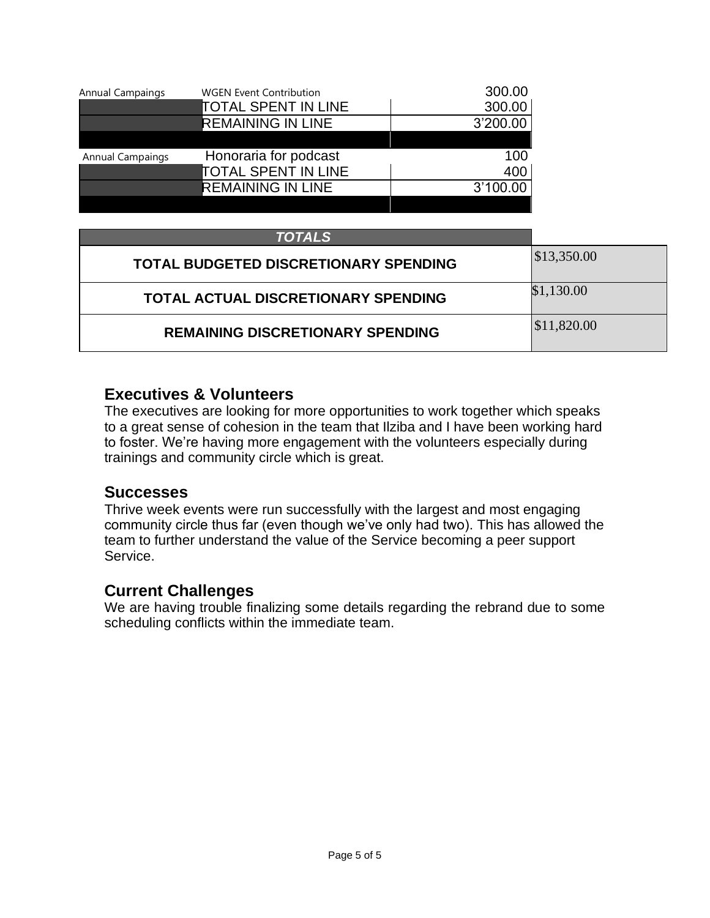| | | |
|---|---|---|
| Annual Campaings | WGEN Event Contribution | 300.00 |
| | TOTAL SPENT IN LINE | 300.00 |
| | REMAINING IN LINE | 3’200.00 |
| | | |
| Annual Campaings | Honoraria for podcast | 100 |
| | TOTAL SPENT IN LINE | 400 |
| | REMAINING IN LINE | 3’100.00 |

| ***TOTALS*** | |
|---|---|
| **TOTAL BUDGETED DISCRETIONARY SPENDING** | $13,350.00 |
| **TOTAL ACTUAL DISCRETIONARY SPENDING** | $1,130.00 |
| **REMAINING DISCRETIONARY SPENDING** | $11,820.00 |

## Executives & Volunteers

The executives are looking for more opportunities to work together which speaks to a great sense of cohesion in the team that Ilziba and I have been working hard to foster. We’re having more engagement with the volunteers especially during trainings and community circle which is great.

## Successes

Thrive week events were run successfully with the largest and most engaging community circle thus far (even though we’ve only had two). This has allowed the team to further understand the value of the Service becoming a peer support Service.

## Current Challenges

We are having trouble finalizing some details regarding the rebrand due to some scheduling conflicts within the immediate team.